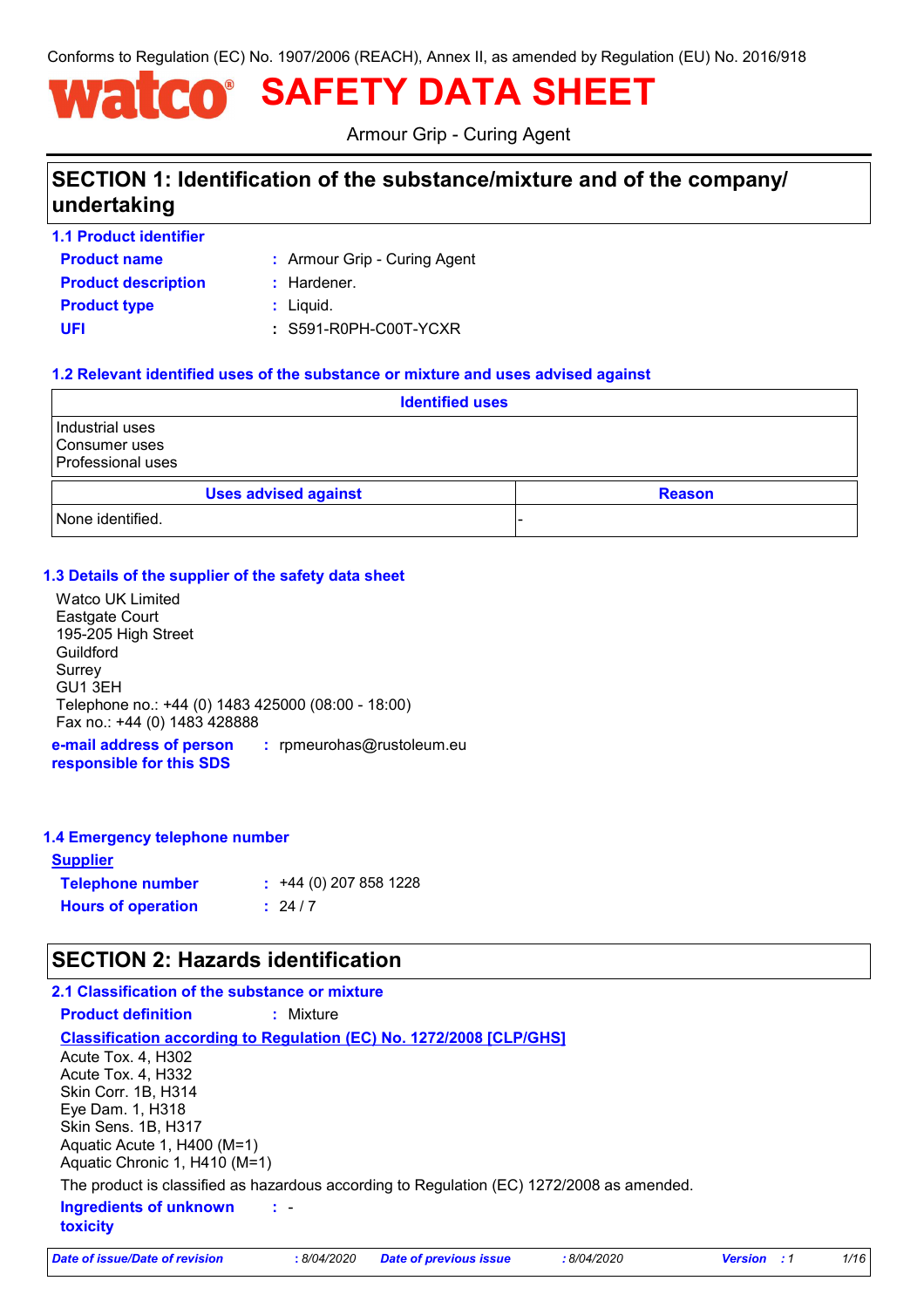Conforms to Regulation (EC) No. 1907/2006 (REACH), Annex II, as amended by Regulation (EU) No. 2016/918

# watco® SAFETY DATA SHEET

Armour Grip - Curing Agent

## SECTION 1: Identification of the substance/mixture and of the company/undertaking

### 1.1 Product identifier

**Product name** : Armour Grip - Curing Agent

**Product description** : Hardener.

**Product type** : Liquid.

**UFI** : S591-R0PH-C00T-YCXR

### 1.2 Relevant identified uses of the substance or mixture and uses advised against

| Identified uses |
|---|
| Industrial uses<br>Consumer uses<br>Professional uses |

| Uses advised against | Reason |
|---|---|
| None identified. | - |

### 1.3 Details of the supplier of the safety data sheet

Watco UK Limited
Eastgate Court
195-205 High Street
Guildford
Surrey
GU1 3EH
Telephone no.: +44 (0) 1483 425000 (08:00 - 18:00)
Fax no.: +44 (0) 1483 428888

**e-mail address of person responsible for this SDS** : rpmeurohas@rustoleum.eu

### 1.4 Emergency telephone number

**Supplier**

**Telephone number** : +44 (0) 207 858 1228

**Hours of operation** : 24 / 7

## SECTION 2: Hazards identification

### 2.1 Classification of the substance or mixture

**Product definition** : Mixture

**Classification according to Regulation (EC) No. 1272/2008 [CLP/GHS]**

Acute Tox. 4, H302
Acute Tox. 4, H332
Skin Corr. 1B, H314
Eye Dam. 1, H318
Skin Sens. 1B, H317
Aquatic Acute 1, H400 (M=1)
Aquatic Chronic 1, H410 (M=1)

The product is classified as hazardous according to Regulation (EC) 1272/2008 as amended.

**Ingredients of unknown toxicity** : -

*Date of issue/Date of revision* : 8/04/2020 *Date of previous issue* : 8/04/2020 *Version* : 1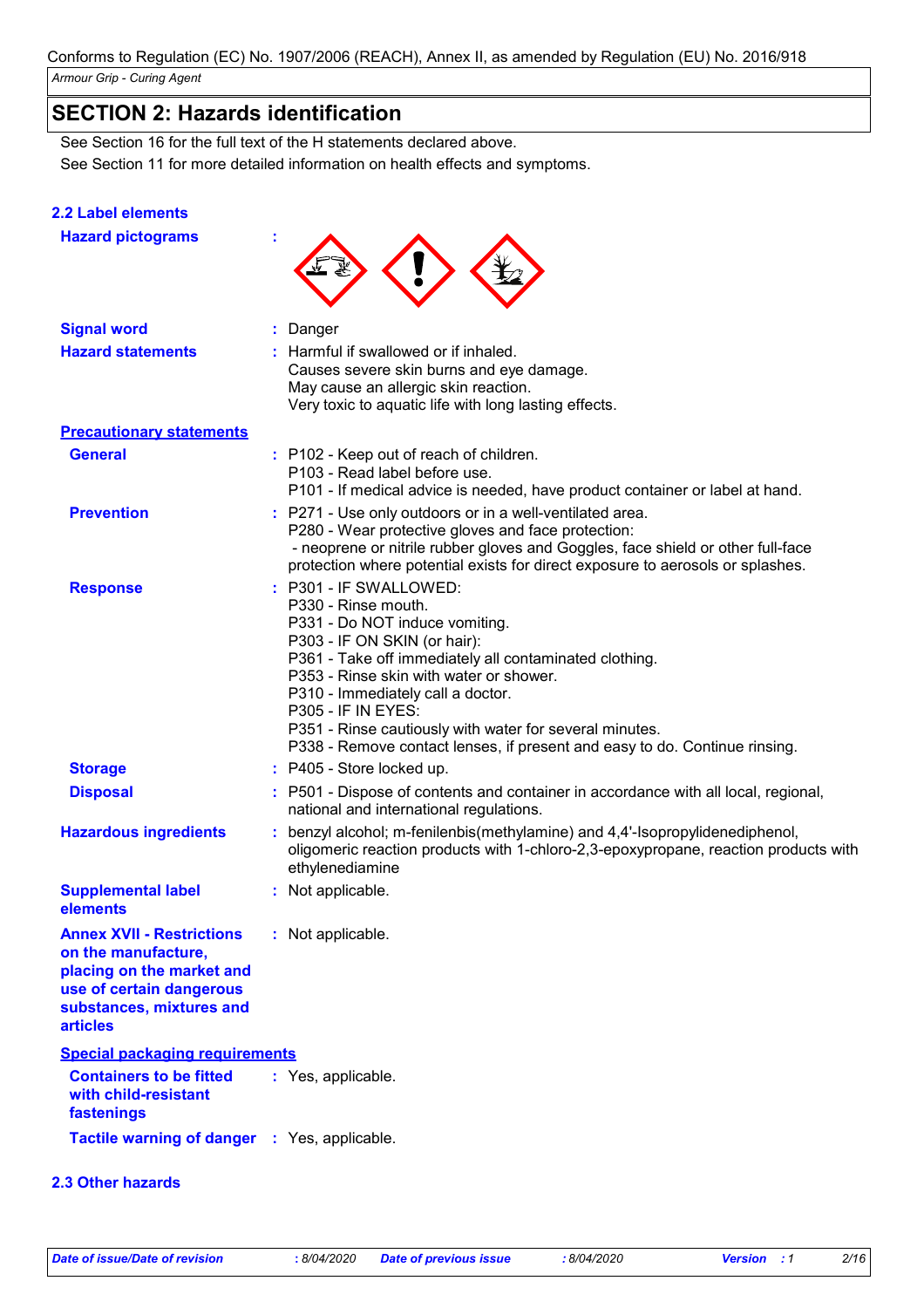## SECTION 2: Hazards identification

See Section 16 for the full text of the H statements declared above.

See Section 11 for more detailed information on health effects and symptoms.

### 2.2 Label elements

**Hazard pictograms** :

**Signal word** : Danger

**Hazard statements** : Harmful if swallowed or if inhaled.
Causes severe skin burns and eye damage.
May cause an allergic skin reaction.
Very toxic to aquatic life with long lasting effects.

**Precautionary statements**

**General** : P102 - Keep out of reach of children.
P103 - Read label before use.
P101 - If medical advice is needed, have product container or label at hand.

**Prevention** : P271 - Use only outdoors or in a well-ventilated area.
P280 - Wear protective gloves and face protection:
- neoprene or nitrile rubber gloves and Goggles, face shield or other full-face protection where potential exists for direct exposure to aerosols or splashes.

**Response** : P301 - IF SWALLOWED:
P330 - Rinse mouth.
P331 - Do NOT induce vomiting.
P303 - IF ON SKIN (or hair):
P361 - Take off immediately all contaminated clothing.
P353 - Rinse skin with water or shower.
P310 - Immediately call a doctor.
P305 - IF IN EYES:
P351 - Rinse cautiously with water for several minutes.
P338 - Remove contact lenses, if present and easy to do. Continue rinsing.

**Storage** : P405 - Store locked up.

**Disposal** : P501 - Dispose of contents and container in accordance with all local, regional, national and international regulations.

**Hazardous ingredients** : benzyl alcohol; m-fenilenbis(methylamine) and 4,4'-Isopropylidenediphenol, oligomeric reaction products with 1-chloro-2,3-epoxypropane, reaction products with ethylenediamine

**Supplemental label elements** : Not applicable.

**Annex XVII - Restrictions on the manufacture, placing on the market and use of certain dangerous substances, mixtures and articles** : Not applicable.

**Special packaging requirements**

**Containers to be fitted with child-resistant fastenings** : Yes, applicable.

**Tactile warning of danger** : Yes, applicable.

### 2.3 Other hazards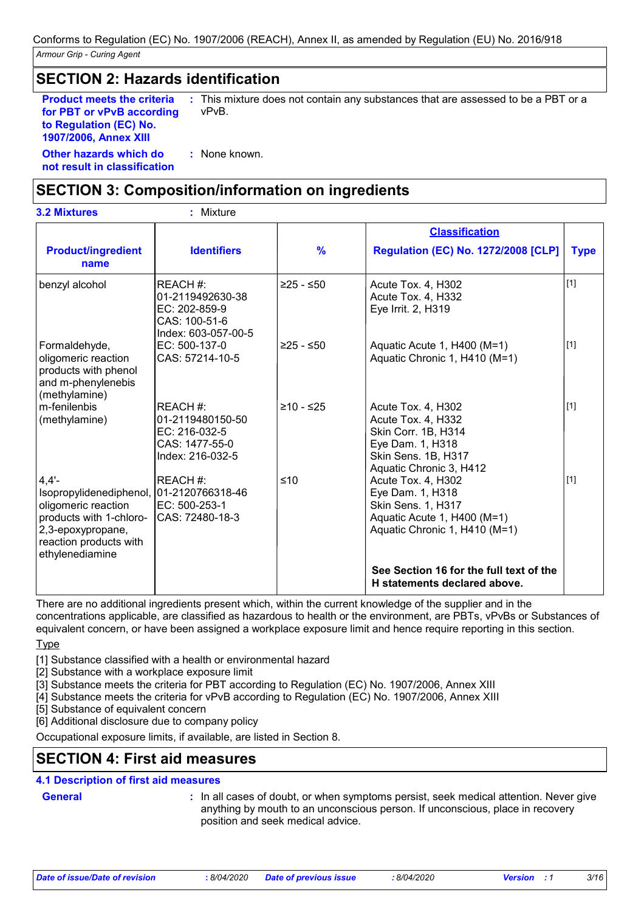## SECTION 2: Hazards identification

**Product meets the criteria for PBT or vPvB according to Regulation (EC) No. 1907/2006, Annex XIII** : This mixture does not contain any substances that are assessed to be a PBT or a vPvB.

**Other hazards which do not result in classification** : None known.

## SECTION 3: Composition/information on ingredients

**3.2 Mixtures** : Mixture

| Product/ingredient name | Identifiers | % | Classification Regulation (EC) No. 1272/2008 [CLP] | Type |
|---|---|---|---|---|
| benzyl alcohol | REACH #: 01-2119492630-38<br>EC: 202-859-9<br>CAS: 100-51-6<br>Index: 603-057-00-5 | ≥25 - ≤50 | Acute Tox. 4, H302<br>Acute Tox. 4, H332<br>Eye Irrit. 2, H319 | [1] |
| Formaldehyde, oligomeric reaction products with phenol and m-phenylenebis (methylamine) | EC: 500-137-0<br>CAS: 57214-10-5 | ≥25 - ≤50 | Aquatic Acute 1, H400 (M=1)<br>Aquatic Chronic 1, H410 (M=1) | [1] |
| m-fenilenbis (methylamine) | REACH #: 01-2119480150-50<br>EC: 216-032-5<br>CAS: 1477-55-0<br>Index: 216-032-5 | ≥10 - ≤25 | Acute Tox. 4, H302<br>Acute Tox. 4, H332<br>Skin Corr. 1B, H314<br>Eye Dam. 1, H318<br>Skin Sens. 1B, H317<br>Aquatic Chronic 3, H412 | [1] |
| 4,4'-Isopropylidenediphenol, oligomeric reaction products with 1-chloro-2,3-epoxypropane, reaction products with ethylenediamine | REACH #: 01-2120766318-46<br>EC: 500-253-1<br>CAS: 72480-18-3 | ≤10 | Acute Tox. 4, H302<br>Eye Dam. 1, H318<br>Skin Sens. 1, H317<br>Aquatic Acute 1, H400 (M=1)<br>Aquatic Chronic 1, H410 (M=1) | [1] |
| | | | **See Section 16 for the full text of the H statements declared above.** | |

There are no additional ingredients present which, within the current knowledge of the supplier and in the concentrations applicable, are classified as hazardous to health or the environment, are PBTs, vPvBs or Substances of equivalent concern, or have been assigned a workplace exposure limit and hence require reporting in this section.

Type

[1] Substance classified with a health or environmental hazard
[2] Substance with a workplace exposure limit
[3] Substance meets the criteria for PBT according to Regulation (EC) No. 1907/2006, Annex XIII
[4] Substance meets the criteria for vPvB according to Regulation (EC) No. 1907/2006, Annex XIII
[5] Substance of equivalent concern
[6] Additional disclosure due to company policy

Occupational exposure limits, if available, are listed in Section 8.

## SECTION 4: First aid measures

### 4.1 Description of first aid measures

**General** : In all cases of doubt, or when symptoms persist, seek medical attention. Never give anything by mouth to an unconscious person. If unconscious, place in recovery position and seek medical advice.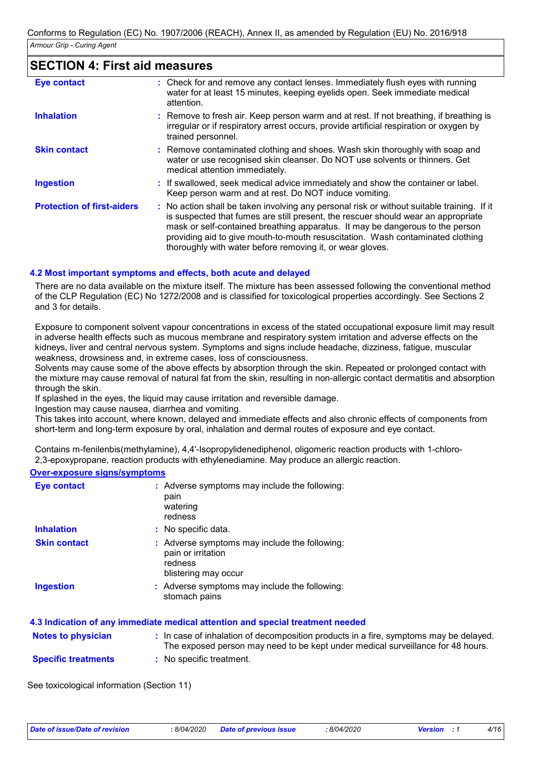## SECTION 4: First aid measures

| | |
|---|---|
| **Eye contact** | : Check for and remove any contact lenses. Immediately flush eyes with running water for at least 15 minutes, keeping eyelids open. Seek immediate medical attention. |
| **Inhalation** | : Remove to fresh air. Keep person warm and at rest. If not breathing, if breathing is irregular or if respiratory arrest occurs, provide artificial respiration or oxygen by trained personnel. |
| **Skin contact** | : Remove contaminated clothing and shoes. Wash skin thoroughly with soap and water or use recognised skin cleanser. Do NOT use solvents or thinners. Get medical attention immediately. |
| **Ingestion** | : If swallowed, seek medical advice immediately and show the container or label. Keep person warm and at rest. Do NOT induce vomiting. |
| **Protection of first-aiders** | : No action shall be taken involving any personal risk or without suitable training. If it is suspected that fumes are still present, the rescuer should wear an appropriate mask or self-contained breathing apparatus. It may be dangerous to the person providing aid to give mouth-to-mouth resuscitation. Wash contaminated clothing thoroughly with water before removing it, or wear gloves. |

### 4.2 Most important symptoms and effects, both acute and delayed

There are no data available on the mixture itself. The mixture has been assessed following the conventional method of the CLP Regulation (EC) No 1272/2008 and is classified for toxicological properties accordingly. See Sections 2 and 3 for details.

Exposure to component solvent vapour concentrations in excess of the stated occupational exposure limit may result in adverse health effects such as mucous membrane and respiratory system irritation and adverse effects on the kidneys, liver and central nervous system. Symptoms and signs include headache, dizziness, fatigue, muscular weakness, drowsiness and, in extreme cases, loss of consciousness.
Solvents may cause some of the above effects by absorption through the skin. Repeated or prolonged contact with the mixture may cause removal of natural fat from the skin, resulting in non-allergic contact dermatitis and absorption through the skin.
If splashed in the eyes, the liquid may cause irritation and reversible damage.
Ingestion may cause nausea, diarrhea and vomiting.
This takes into account, where known, delayed and immediate effects and also chronic effects of components from short-term and long-term exposure by oral, inhalation and dermal routes of exposure and eye contact.

Contains m-fenilenbis(methylamine), 4,4'-Isopropylidenediphenol, oligomeric reaction products with 1-chloro-2,3-epoxypropane, reaction products with ethylenediamine. May produce an allergic reaction.

**Over-exposure signs/symptoms**

| | |
|---|---|
| **Eye contact** | : Adverse symptoms may include the following:<br>pain<br>watering<br>redness |
| **Inhalation** | : No specific data. |
| **Skin contact** | : Adverse symptoms may include the following:<br>pain or irritation<br>redness<br>blistering may occur |
| **Ingestion** | : Adverse symptoms may include the following:<br>stomach pains |

### 4.3 Indication of any immediate medical attention and special treatment needed

| | |
|---|---|
| **Notes to physician** | : In case of inhalation of decomposition products in a fire, symptoms may be delayed. The exposed person may need to be kept under medical surveillance for 48 hours. |
| **Specific treatments** | : No specific treatment. |

See toxicological information (Section 11)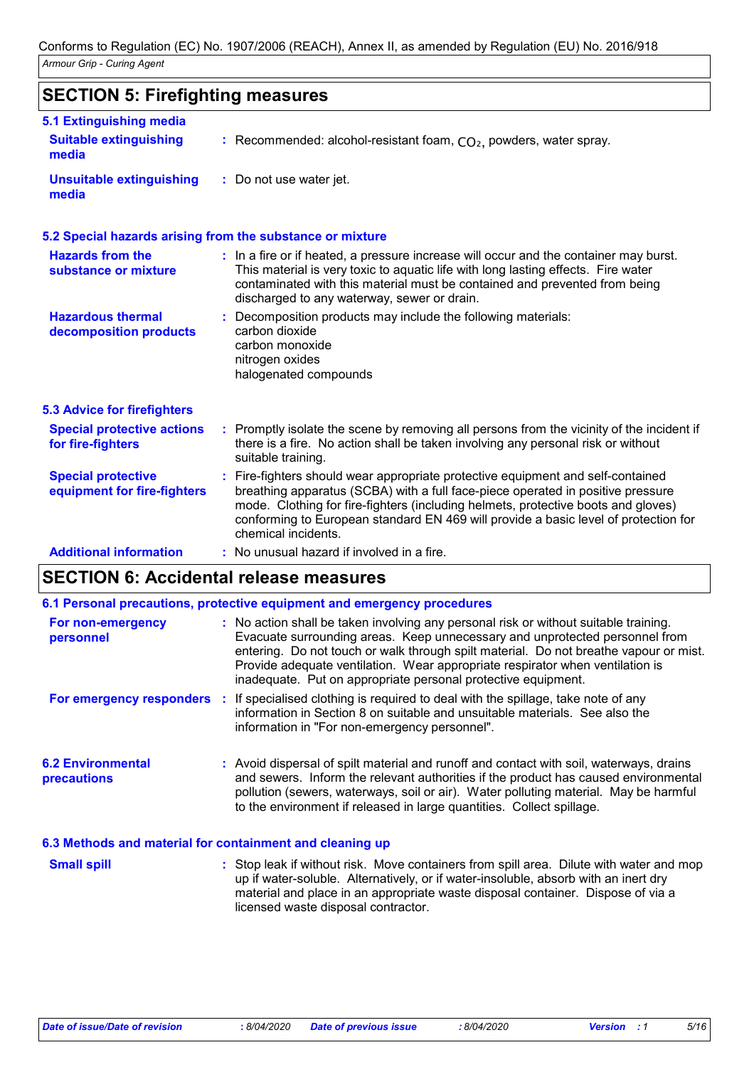## SECTION 5: Firefighting measures

### 5.1 Extinguishing media

**Suitable extinguishing media** : Recommended: alcohol-resistant foam, $CO_2$, powders, water spray.

**Unsuitable extinguishing media** : Do not use water jet.

### 5.2 Special hazards arising from the substance or mixture

**Hazards from the substance or mixture** : In a fire or if heated, a pressure increase will occur and the container may burst. This material is very toxic to aquatic life with long lasting effects. Fire water contaminated with this material must be contained and prevented from being discharged to any waterway, sewer or drain.

**Hazardous thermal decomposition products** : Decomposition products may include the following materials:
carbon dioxide
carbon monoxide
nitrogen oxides
halogenated compounds

### 5.3 Advice for firefighters

**Special protective actions for fire-fighters** : Promptly isolate the scene by removing all persons from the vicinity of the incident if there is a fire. No action shall be taken involving any personal risk or without suitable training.

**Special protective equipment for fire-fighters** : Fire-fighters should wear appropriate protective equipment and self-contained breathing apparatus (SCBA) with a full face-piece operated in positive pressure mode. Clothing for fire-fighters (including helmets, protective boots and gloves) conforming to European standard EN 469 will provide a basic level of protection for chemical incidents.

**Additional information** : No unusual hazard if involved in a fire.

## SECTION 6: Accidental release measures

### 6.1 Personal precautions, protective equipment and emergency procedures

**For non-emergency personnel** : No action shall be taken involving any personal risk or without suitable training. Evacuate surrounding areas. Keep unnecessary and unprotected personnel from entering. Do not touch or walk through spilt material. Do not breathe vapour or mist. Provide adequate ventilation. Wear appropriate respirator when ventilation is inadequate. Put on appropriate personal protective equipment.

**For emergency responders** : If specialised clothing is required to deal with the spillage, take note of any information in Section 8 on suitable and unsuitable materials. See also the information in "For non-emergency personnel".

### 6.2 Environmental precautions

: Avoid dispersal of spilt material and runoff and contact with soil, waterways, drains and sewers. Inform the relevant authorities if the product has caused environmental pollution (sewers, waterways, soil or air). Water polluting material. May be harmful to the environment if released in large quantities. Collect spillage.

### 6.3 Methods and material for containment and cleaning up

**Small spill** : Stop leak if without risk. Move containers from spill area. Dilute with water and mop up if water-soluble. Alternatively, or if water-insoluble, absorb with an inert dry material and place in an appropriate waste disposal container. Dispose of via a licensed waste disposal contractor.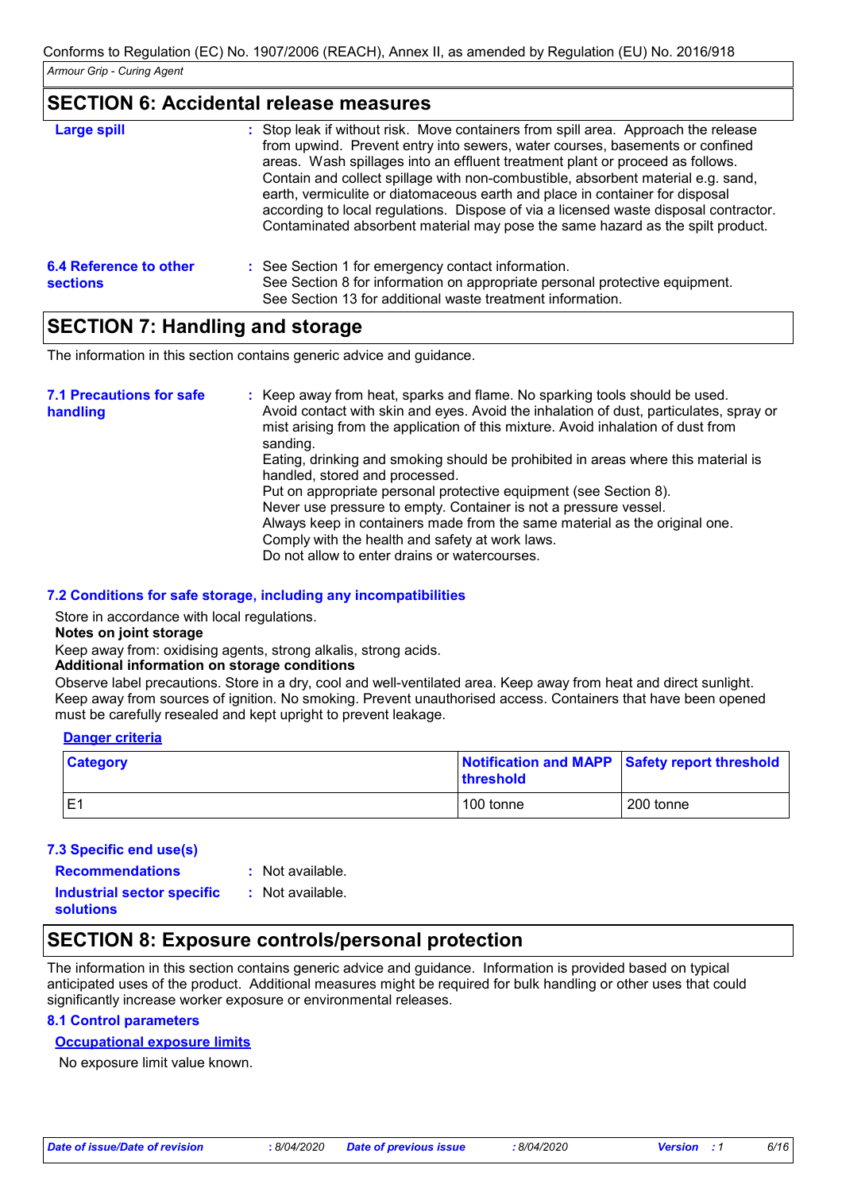## SECTION 6: Accidental release measures

**Large spill** : Stop leak if without risk. Move containers from spill area. Approach the release from upwind. Prevent entry into sewers, water courses, basements or confined areas. Wash spillages into an effluent treatment plant or proceed as follows. Contain and collect spillage with non-combustible, absorbent material e.g. sand, earth, vermiculite or diatomaceous earth and place in container for disposal according to local regulations. Dispose of via a licensed waste disposal contractor. Contaminated absorbent material may pose the same hazard as the spilt product.

**6.4 Reference to other sections** : See Section 1 for emergency contact information.
See Section 8 for information on appropriate personal protective equipment.
See Section 13 for additional waste treatment information.

## SECTION 7: Handling and storage

The information in this section contains generic advice and guidance.

**7.1 Precautions for safe handling** : Keep away from heat, sparks and flame. No sparking tools should be used.
Avoid contact with skin and eyes. Avoid the inhalation of dust, particulates, spray or mist arising from the application of this mixture. Avoid inhalation of dust from sanding.
Eating, drinking and smoking should be prohibited in areas where this material is handled, stored and processed.
Put on appropriate personal protective equipment (see Section 8).
Never use pressure to empty. Container is not a pressure vessel.
Always keep in containers made from the same material as the original one.
Comply with the health and safety at work laws.
Do not allow to enter drains or watercourses.

**7.2 Conditions for safe storage, including any incompatibilities**

Store in accordance with local regulations.

**Notes on joint storage**

Keep away from: oxidising agents, strong alkalis, strong acids.

**Additional information on storage conditions**

Observe label precautions. Store in a dry, cool and well-ventilated area. Keep away from heat and direct sunlight. Keep away from sources of ignition. No smoking. Prevent unauthorised access. Containers that have been opened must be carefully resealed and kept upright to prevent leakage.

**Danger criteria**

| Category | Notification and MAPP threshold | Safety report threshold |
|---|---|---|
| E1 | 100 tonne | 200 tonne |

**7.3 Specific end use(s)**

**Recommendations** : Not available.

**Industrial sector specific solutions** : Not available.

## SECTION 8: Exposure controls/personal protection

The information in this section contains generic advice and guidance. Information is provided based on typical anticipated uses of the product. Additional measures might be required for bulk handling or other uses that could significantly increase worker exposure or environmental releases.

**8.1 Control parameters**

**Occupational exposure limits**

No exposure limit value known.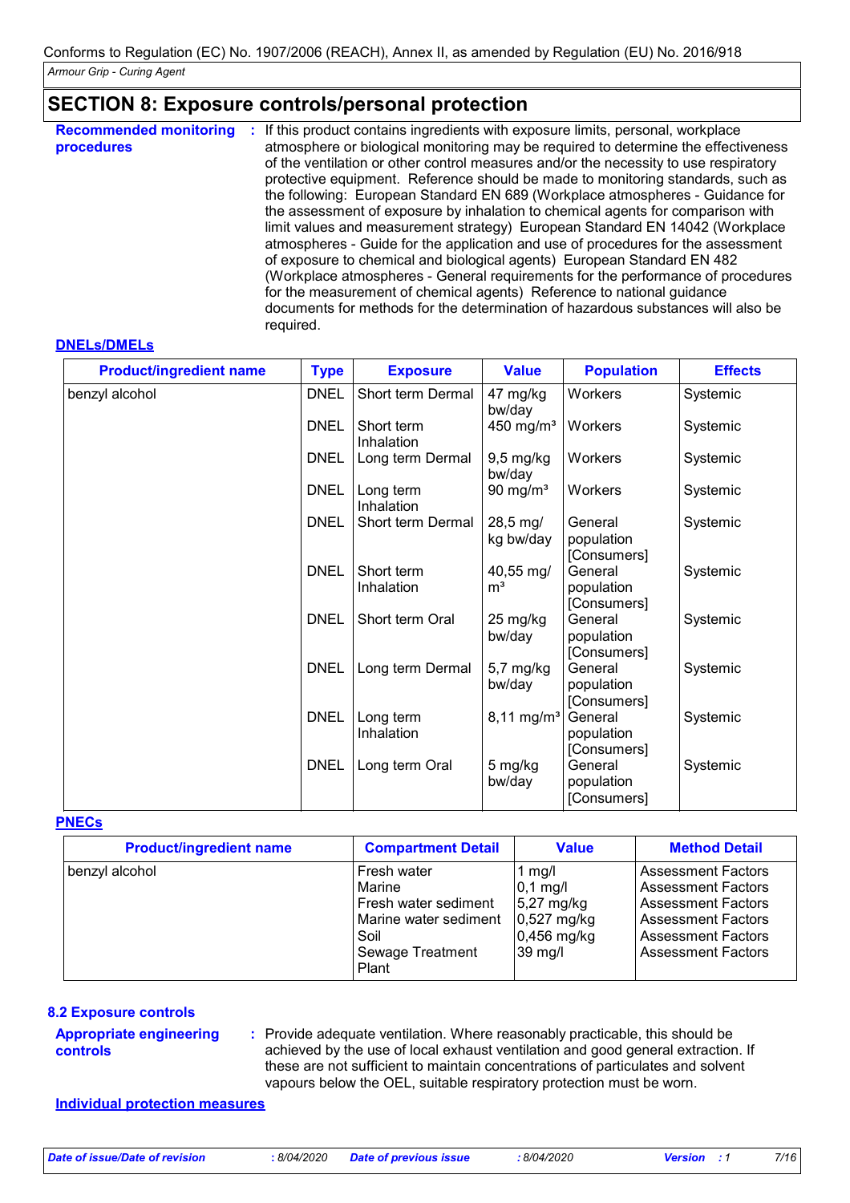## SECTION 8: Exposure controls/personal protection

**Recommended monitoring procedures** : If this product contains ingredients with exposure limits, personal, workplace atmosphere or biological monitoring may be required to determine the effectiveness of the ventilation or other control measures and/or the necessity to use respiratory protective equipment. Reference should be made to monitoring standards, such as the following: European Standard EN 689 (Workplace atmospheres - Guidance for the assessment of exposure by inhalation to chemical agents for comparison with limit values and measurement strategy) European Standard EN 14042 (Workplace atmospheres - Guide for the application and use of procedures for the assessment of exposure to chemical and biological agents) European Standard EN 482 (Workplace atmospheres - General requirements for the performance of procedures for the measurement of chemical agents) Reference to national guidance documents for methods for the determination of hazardous substances will also be required.

**DNELs/DMELs**

| Product/ingredient name | Type | Exposure | Value | Population | Effects |
|---|---|---|---|---|---|
| benzyl alcohol | DNEL | Short term Dermal | 47 mg/kg bw/day | Workers | Systemic |
| | DNEL | Short term Inhalation | 450 mg/m³ | Workers | Systemic |
| | DNEL | Long term Dermal | 9,5 mg/kg bw/day | Workers | Systemic |
| | DNEL | Long term Inhalation | 90 mg/m³ | Workers | Systemic |
| | DNEL | Short term Dermal | 28,5 mg/kg bw/day | General population [Consumers] | Systemic |
| | DNEL | Short term Inhalation | 40,55 mg/m³ | General population [Consumers] | Systemic |
| | DNEL | Short term Oral | 25 mg/kg bw/day | General population [Consumers] | Systemic |
| | DNEL | Long term Dermal | 5,7 mg/kg bw/day | General population [Consumers] | Systemic |
| | DNEL | Long term Inhalation | 8,11 mg/m³ | General population [Consumers] | Systemic |
| | DNEL | Long term Oral | 5 mg/kg bw/day | General population [Consumers] | Systemic |

**PNECs**

| Product/ingredient name | Compartment Detail | Value | Method Detail |
|---|---|---|---|
| benzyl alcohol | Fresh water | 1 mg/l | Assessment Factors |
| | Marine | 0,1 mg/l | Assessment Factors |
| | Fresh water sediment | 5,27 mg/kg | Assessment Factors |
| | Marine water sediment | 0,527 mg/kg | Assessment Factors |
| | Soil | 0,456 mg/kg | Assessment Factors |
| | Sewage Treatment Plant | 39 mg/l | Assessment Factors |

### 8.2 Exposure controls

**Appropriate engineering controls** : Provide adequate ventilation. Where reasonably practicable, this should be achieved by the use of local exhaust ventilation and good general extraction. If these are not sufficient to maintain concentrations of particulates and solvent vapours below the OEL, suitable respiratory protection must be worn.

**Individual protection measures**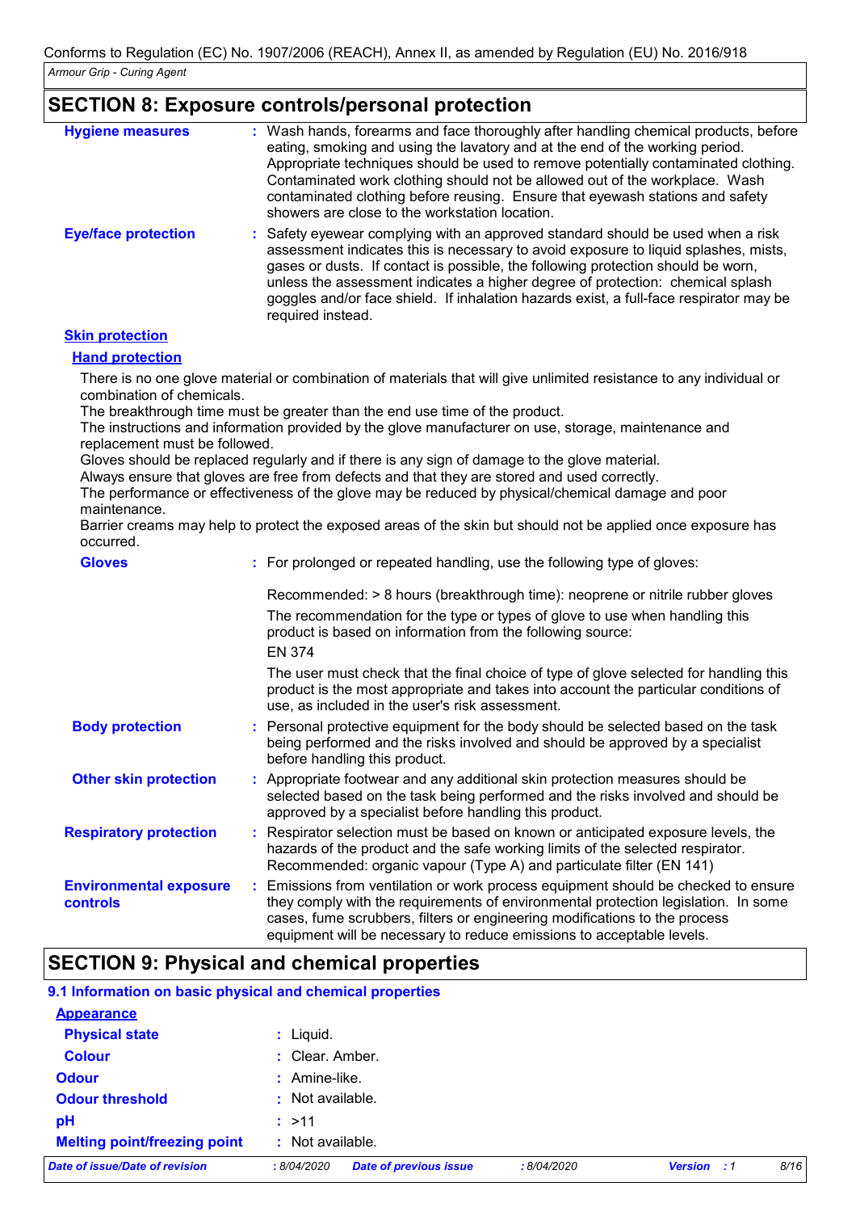## SECTION 8: Exposure controls/personal protection

**Hygiene measures** : Wash hands, forearms and face thoroughly after handling chemical products, before eating, smoking and using the lavatory and at the end of the working period. Appropriate techniques should be used to remove potentially contaminated clothing. Contaminated work clothing should not be allowed out of the workplace. Wash contaminated clothing before reusing. Ensure that eyewash stations and safety showers are close to the workstation location.

**Eye/face protection** : Safety eyewear complying with an approved standard should be used when a risk assessment indicates this is necessary to avoid exposure to liquid splashes, mists, gases or dusts. If contact is possible, the following protection should be worn, unless the assessment indicates a higher degree of protection: chemical splash goggles and/or face shield. If inhalation hazards exist, a full-face respirator may be required instead.

**Skin protection**

**Hand protection**

There is no one glove material or combination of materials that will give unlimited resistance to any individual or combination of chemicals.
The breakthrough time must be greater than the end use time of the product.
The instructions and information provided by the glove manufacturer on use, storage, maintenance and replacement must be followed.
Gloves should be replaced regularly and if there is any sign of damage to the glove material.
Always ensure that gloves are free from defects and that they are stored and used correctly.
The performance or effectiveness of the glove may be reduced by physical/chemical damage and poor maintenance.
Barrier creams may help to protect the exposed areas of the skin but should not be applied once exposure has occurred.

**Gloves** : For prolonged or repeated handling, use the following type of gloves:

Recommended: > 8 hours (breakthrough time): neoprene or nitrile rubber gloves

The recommendation for the type or types of glove to use when handling this product is based on information from the following source:
EN 374

The user must check that the final choice of type of glove selected for handling this product is the most appropriate and takes into account the particular conditions of use, as included in the user's risk assessment.

**Body protection** : Personal protective equipment for the body should be selected based on the task being performed and the risks involved and should be approved by a specialist before handling this product.

**Other skin protection** : Appropriate footwear and any additional skin protection measures should be selected based on the task being performed and the risks involved and should be approved by a specialist before handling this product.

**Respiratory protection** : Respirator selection must be based on known or anticipated exposure levels, the hazards of the product and the safe working limits of the selected respirator. Recommended: organic vapour (Type A) and particulate filter (EN 141)

**Environmental exposure controls** : Emissions from ventilation or work process equipment should be checked to ensure they comply with the requirements of environmental protection legislation. In some cases, fume scrubbers, filters or engineering modifications to the process equipment will be necessary to reduce emissions to acceptable levels.

## SECTION 9: Physical and chemical properties

### 9.1 Information on basic physical and chemical properties

**Appearance**

**Physical state** : Liquid.

**Colour** : Clear. Amber.

**Odour** : Amine-like.

**Odour threshold** : Not available.

**pH** : >11

**Melting point/freezing point** : Not available.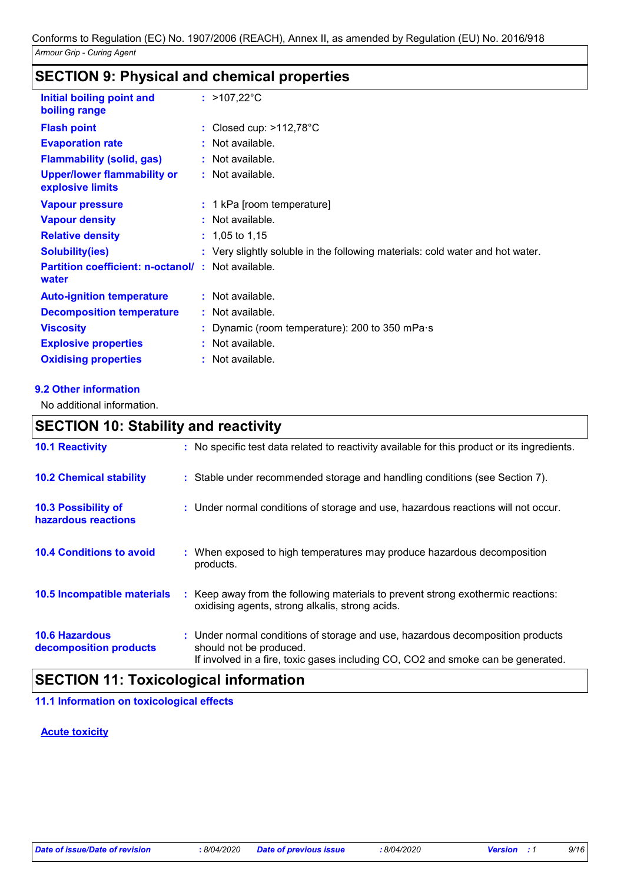## SECTION 9: Physical and chemical properties

| | |
|---|---|
| **Initial boiling point and boiling range** | : >107,22°C |
| **Flash point** | : Closed cup: >112,78°C |
| **Evaporation rate** | : Not available. |
| **Flammability (solid, gas)** | : Not available. |
| **Upper/lower flammability or explosive limits** | : Not available. |
| **Vapour pressure** | : 1 kPa [room temperature] |
| **Vapour density** | : Not available. |
| **Relative density** | : 1,05 to 1,15 |
| **Solubility(ies)** | : Very slightly soluble in the following materials: cold water and hot water. |
| **Partition coefficient: n-octanol/ water** | : Not available. |
| **Auto-ignition temperature** | : Not available. |
| **Decomposition temperature** | : Not available. |
| **Viscosity** | : Dynamic (room temperature): 200 to 350 mPa·s |
| **Explosive properties** | : Not available. |
| **Oxidising properties** | : Not available. |

### 9.2 Other information

No additional information.

## SECTION 10: Stability and reactivity

| | |
|---|---|
| **10.1 Reactivity** | : No specific test data related to reactivity available for this product or its ingredients. |
| **10.2 Chemical stability** | : Stable under recommended storage and handling conditions (see Section 7). |
| **10.3 Possibility of hazardous reactions** | : Under normal conditions of storage and use, hazardous reactions will not occur. |
| **10.4 Conditions to avoid** | : When exposed to high temperatures may produce hazardous decomposition products. |
| **10.5 Incompatible materials** | : Keep away from the following materials to prevent strong exothermic reactions: oxidising agents, strong alkalis, strong acids. |
| **10.6 Hazardous decomposition products** | : Under normal conditions of storage and use, hazardous decomposition products should not be produced. If involved in a fire, toxic gases including CO, $CO_2$ and smoke can be generated. |

## SECTION 11: Toxicological information

### 11.1 Information on toxicological effects

**Acute toxicity**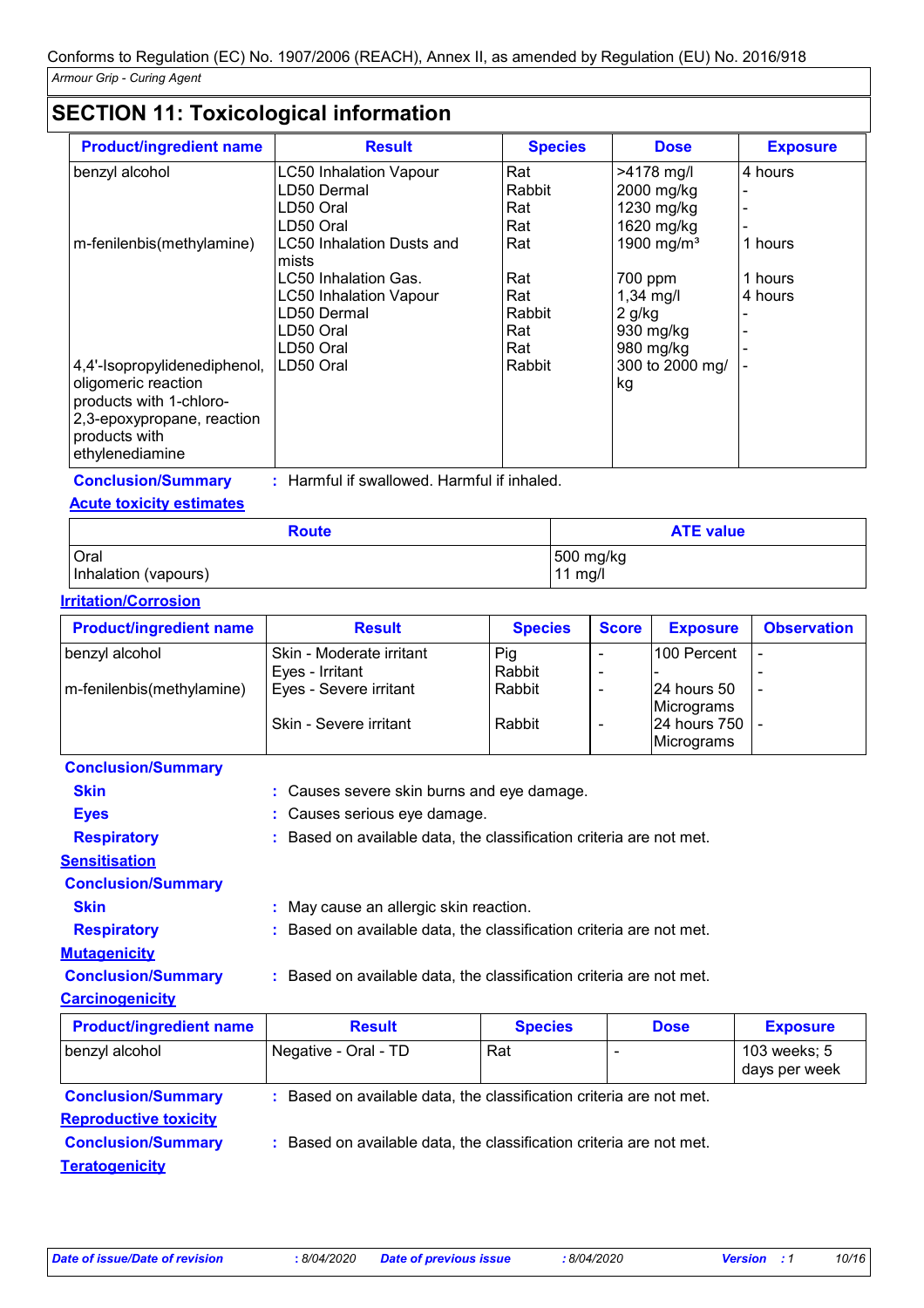Conforms to Regulation (EC) No. 1907/2006 (REACH), Annex II, as amended by Regulation (EU) No. 2016/918

*Armour Grip - Curing Agent*

## SECTION 11: Toxicological information

| Product/ingredient name | Result | Species | Dose | Exposure |
|---|---|---|---|---|
| benzyl alcohol | LC50 Inhalation Vapour | Rat | >4178 mg/l | 4 hours |
| | LD50 Dermal | Rabbit | 2000 mg/kg | - |
| | LD50 Oral | Rat | 1230 mg/kg | - |
| | LD50 Oral | Rat | 1620 mg/kg | - |
| m-fenilenbis(methylamine) | LC50 Inhalation Dusts and mists | Rat | 1900 mg/m³ | 1 hours |
| | LC50 Inhalation Gas. | Rat | 700 ppm | 1 hours |
| | LC50 Inhalation Vapour | Rat | 1,34 mg/l | 4 hours |
| | LD50 Dermal | Rabbit | 2 g/kg | - |
| | LD50 Oral | Rat | 930 mg/kg | - |
| | LD50 Oral | Rat | 980 mg/kg | - |
| 4,4'-Isopropylidenediphenol, oligomeric reaction products with 1-chloro-2,3-epoxypropane, reaction products with ethylenediamine | LD50 Oral | Rabbit | 300 to 2000 mg/kg | - |

**Conclusion/Summary** : Harmful if swallowed. Harmful if inhaled.

**Acute toxicity estimates**

| Route | ATE value |
|---|---|
| Oral | 500 mg/kg |
| Inhalation (vapours) | 11 mg/l |

**Irritation/Corrosion**

| Product/ingredient name | Result | Species | Score | Exposure | Observation |
|---|---|---|---|---|---|
| benzyl alcohol | Skin - Moderate irritant | Pig | - | 100 Percent | - |
| | Eyes - Irritant | Rabbit | - | - | - |
| m-fenilenbis(methylamine) | Eyes - Severe irritant | Rabbit | - | 24 hours 50 Micrograms | - |
| | Skin - Severe irritant | Rabbit | - | 24 hours 750 Micrograms | - |

**Conclusion/Summary**

**Skin** : Causes severe skin burns and eye damage.

**Eyes** : Causes serious eye damage.

**Respiratory** : Based on available data, the classification criteria are not met.

**Sensitisation**

**Conclusion/Summary**

**Skin** : May cause an allergic skin reaction.

**Respiratory** : Based on available data, the classification criteria are not met.

**Mutagenicity**

**Conclusion/Summary** : Based on available data, the classification criteria are not met.

**Carcinogenicity**

| Product/ingredient name | Result | Species | Dose | Exposure |
|---|---|---|---|---|
| benzyl alcohol | Negative - Oral - TD | Rat | - | 103 weeks; 5 days per week |

**Conclusion/Summary** : Based on available data, the classification criteria are not met.

**Reproductive toxicity**

**Conclusion/Summary** : Based on available data, the classification criteria are not met.

**Teratogenicity**

*Date of issue/Date of revision* : 8/04/2020 *Date of previous issue* : 8/04/2020 *Version* : 1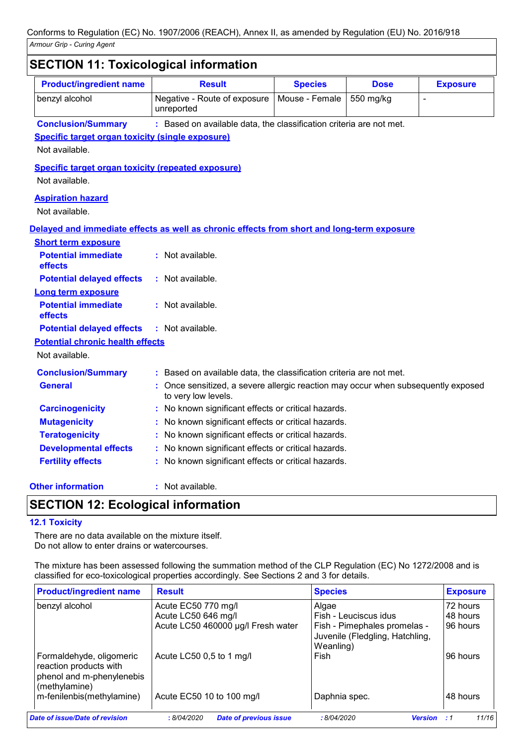## SECTION 11: Toxicological information

| Product/ingredient name | Result | Species | Dose | Exposure |
|---|---|---|---|---|
| benzyl alcohol | Negative - Route of exposure unreported | Mouse - Female | 550 mg/kg | - |

**Conclusion/Summary** : Based on available data, the classification criteria are not met.

**Specific target organ toxicity (single exposure)**

Not available.

**Specific target organ toxicity (repeated exposure)**

Not available.

**Aspiration hazard**

Not available.

**Delayed and immediate effects as well as chronic effects from short and long-term exposure**

**Short term exposure**

**Potential immediate effects** : Not available.

**Potential delayed effects** : Not available.

**Long term exposure**

**Potential immediate effects** : Not available.

**Potential delayed effects** : Not available.

**Potential chronic health effects**

Not available.

**Conclusion/Summary** : Based on available data, the classification criteria are not met.

**General** : Once sensitized, a severe allergic reaction may occur when subsequently exposed to very low levels.

**Carcinogenicity** : No known significant effects or critical hazards.

**Mutagenicity** : No known significant effects or critical hazards.

**Teratogenicity** : No known significant effects or critical hazards.

**Developmental effects** : No known significant effects or critical hazards.

**Fertility effects** : No known significant effects or critical hazards.

**Other information** : Not available.

## SECTION 12: Ecological information

### 12.1 Toxicity

There are no data available on the mixture itself.
Do not allow to enter drains or watercourses.

The mixture has been assessed following the summation method of the CLP Regulation (EC) No 1272/2008 and is classified for eco-toxicological properties accordingly. See Sections 2 and 3 for details.

| Product/ingredient name | Result | Species | Exposure |
|---|---|---|---|
| benzyl alcohol | Acute EC50 770 mg/l | Algae | 72 hours |
| | Acute LC50 646 mg/l | Fish - Leuciscus idus | 48 hours |
| | Acute LC50 460000 µg/l Fresh water | Fish - Pimephales promelas - Juvenile (Fledgling, Hatchling, Weanling) | 96 hours |
| Formaldehyde, oligomeric reaction products with phenol and m-phenylenebis (methylamine) | Acute LC50 0,5 to 1 mg/l | Fish | 96 hours |
| m-fenilenbis(methylamine) | Acute EC50 10 to 100 mg/l | Daphnia spec. | 48 hours |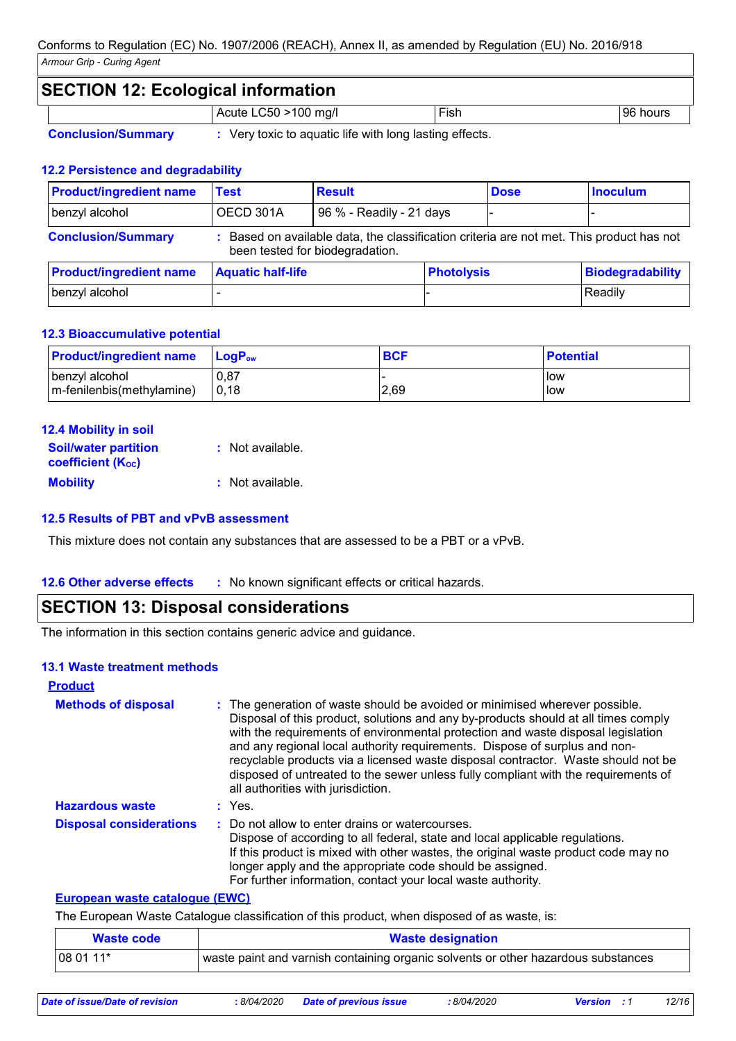## SECTION 12: Ecological information

| | Acute LC50 >100 mg/l | Fish | 96 hours |
|---|---|---|---|

**Conclusion/Summary** : Very toxic to aquatic life with long lasting effects.

### 12.2 Persistence and degradability

| Product/ingredient name | Test | Result | Dose | Inoculum |
|---|---|---|---|---|
| benzyl alcohol | OECD 301A | 96 % - Readily - 21 days | - | - |

**Conclusion/Summary** : Based on available data, the classification criteria are not met. This product has not been tested for biodegradation.

| Product/ingredient name | Aquatic half-life | Photolysis | Biodegradability |
|---|---|---|---|
| benzyl alcohol | - | - | Readily |

### 12.3 Bioaccumulative potential

| Product/ingredient name | $LogP_{ow}$ | BCF | Potential |
|---|---|---|---|
| benzyl alcohol | 0,87 | - | low |
| m-fenilenbis(methylamine) | 0,18 | 2,69 | low |

### 12.4 Mobility in soil

**Soil/water partition coefficient ($K_{OC}$)** : Not available.

**Mobility** : Not available.

### 12.5 Results of PBT and vPvB assessment

This mixture does not contain any substances that are assessed to be a PBT or a vPvB.

### 12.6 Other adverse effects

: No known significant effects or critical hazards.

## SECTION 13: Disposal considerations

The information in this section contains generic advice and guidance.

### 13.1 Waste treatment methods

**Product**

**Methods of disposal** : The generation of waste should be avoided or minimised wherever possible. Disposal of this product, solutions and any by-products should at all times comply with the requirements of environmental protection and waste disposal legislation and any regional local authority requirements. Dispose of surplus and non-recyclable products via a licensed waste disposal contractor. Waste should not be disposed of untreated to the sewer unless fully compliant with the requirements of all authorities with jurisdiction.

**Hazardous waste** : Yes.

**Disposal considerations** : Do not allow to enter drains or watercourses.
Dispose of according to all federal, state and local applicable regulations.
If this product is mixed with other wastes, the original waste product code may no longer apply and the appropriate code should be assigned.
For further information, contact your local waste authority.

**European waste catalogue (EWC)**

The European Waste Catalogue classification of this product, when disposed of as waste, is:

| Waste code | Waste designation |
|---|---|
| 08 01 11* | waste paint and varnish containing organic solvents or other hazardous substances |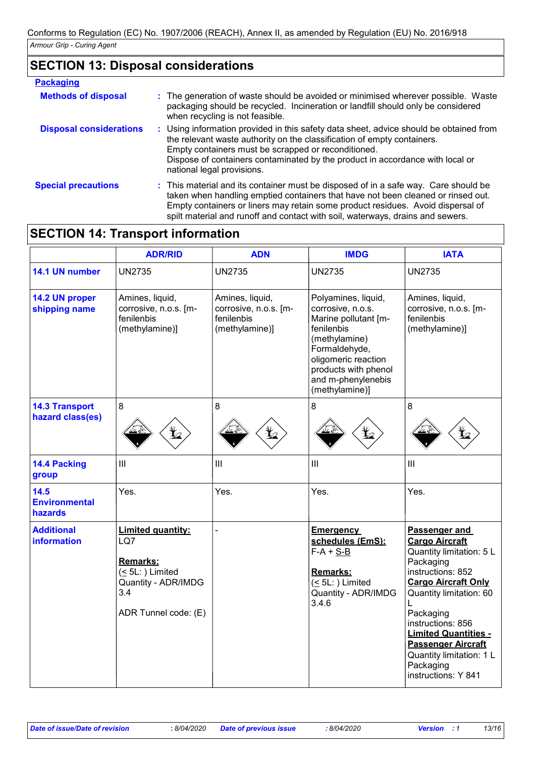Conforms to Regulation (EC) No. 1907/2006 (REACH), Annex II, as amended by Regulation (EU) No. 2016/918

*Armour Grip - Curing Agent*

## SECTION 13: Disposal considerations

**Packaging**

**Methods of disposal** : The generation of waste should be avoided or minimised wherever possible. Waste packaging should be recycled. Incineration or landfill should only be considered when recycling is not feasible.

**Disposal considerations** : Using information provided in this safety data sheet, advice should be obtained from the relevant waste authority on the classification of empty containers.
Empty containers must be scrapped or reconditioned.
Dispose of containers contaminated by the product in accordance with local or national legal provisions.

**Special precautions** : This material and its container must be disposed of in a safe way. Care should be taken when handling emptied containers that have not been cleaned or rinsed out. Empty containers or liners may retain some product residues. Avoid dispersal of spilt material and runoff and contact with soil, waterways, drains and sewers.

## SECTION 14: Transport information

| | ADR/RID | ADN | IMDG | IATA |
|---|---|---|---|---|
| **14.1 UN number** | UN2735 | UN2735 | UN2735 | UN2735 |
| **14.2 UN proper shipping name** | Amines, liquid, corrosive, n.o.s. [m-fenilenbis (methylamine)] | Amines, liquid, corrosive, n.o.s. [m-fenilenbis (methylamine)] | Polyamines, liquid, corrosive, n.o.s. Marine pollutant [m-fenilenbis (methylamine) Formaldehyde, oligomeric reaction products with phenol and m-phenylenebis (methylamine)] | Amines, liquid, corrosive, n.o.s. [m-fenilenbis (methylamine)] |
| **14.3 Transport hazard class(es)** | 8 | 8 | 8 | 8 |
| **14.4 Packing group** | III | III | III | III |
| **14.5 Environmental hazards** | Yes. | Yes. | Yes. | Yes. |
| **Additional information** | **Limited quantity:** LQ7<br><br>**Remarks:** (≤ 5L: ) Limited Quantity - ADR/IMDG 3.4<br><br>ADR Tunnel code: (E) | - | **Emergency schedules (EmS):** F-A + S-B<br><br>**Remarks:** (≤ 5L: ) Limited Quantity - ADR/IMDG 3.4.6 | **Passenger and Cargo Aircraft** Quantity limitation: 5 L Packaging instructions: 852<br>**Cargo Aircraft Only** Quantity limitation: 60 L Packaging instructions: 856<br>**Limited Quantities - Passenger Aircraft** Quantity limitation: 1 L Packaging instructions: Y 841 |

*Date of issue/Date of revision* : 8/04/2020 *Date of previous issue* : 8/04/2020 *Version* : 1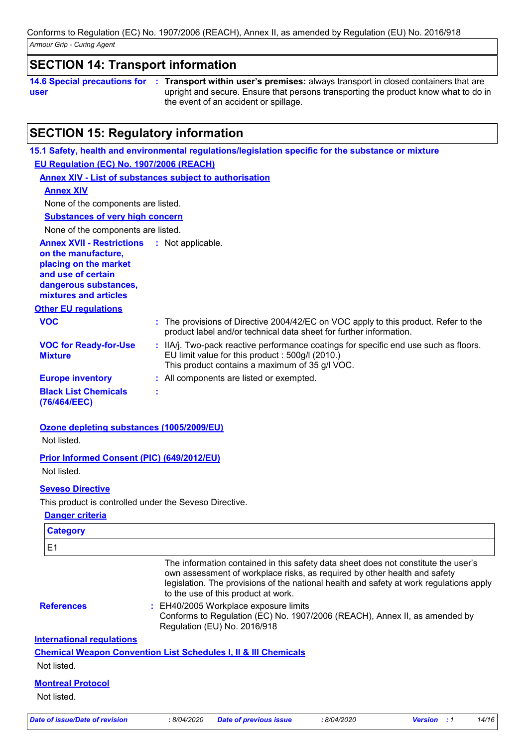## SECTION 14: Transport information

**14.6 Special precautions for user** : **Transport within user's premises:** always transport in closed containers that are upright and secure. Ensure that persons transporting the product know what to do in the event of an accident or spillage.

## SECTION 15: Regulatory information

### 15.1 Safety, health and environmental regulations/legislation specific for the substance or mixture

**EU Regulation (EC) No. 1907/2006 (REACH)**

**Annex XIV - List of substances subject to authorisation**

**Annex XIV**

None of the components are listed.

**Substances of very high concern**

None of the components are listed.

**Annex XVII - Restrictions on the manufacture, placing on the market and use of certain dangerous substances, mixtures and articles** : Not applicable.

**Other EU regulations**

**VOC** : The provisions of Directive 2004/42/EC on VOC apply to this product. Refer to the product label and/or technical data sheet for further information.

**VOC for Ready-for-Use Mixture** : IIA/j. Two-pack reactive performance coatings for specific end use such as floors. EU limit value for this product : 500g/l (2010.)
This product contains a maximum of 35 g/l VOC.

**Europe inventory** : All components are listed or exempted.

**Black List Chemicals (76/464/EEC)** :

**Ozone depleting substances (1005/2009/EU)**

Not listed.

**Prior Informed Consent (PIC) (649/2012/EU)**

Not listed.

**Seveso Directive**

This product is controlled under the Seveso Directive.

**Danger criteria**

| Category |
| --- |
| E1 |

The information contained in this safety data sheet does not constitute the user's own assessment of workplace risks, as required by other health and safety legislation. The provisions of the national health and safety at work regulations apply to the use of this product at work.

**References** : EH40/2005 Workplace exposure limits
Conforms to Regulation (EC) No. 1907/2006 (REACH), Annex II, as amended by Regulation (EU) No. 2016/918

**International regulations**

**Chemical Weapon Convention List Schedules I, II & III Chemicals**

Not listed.

**Montreal Protocol**

Not listed.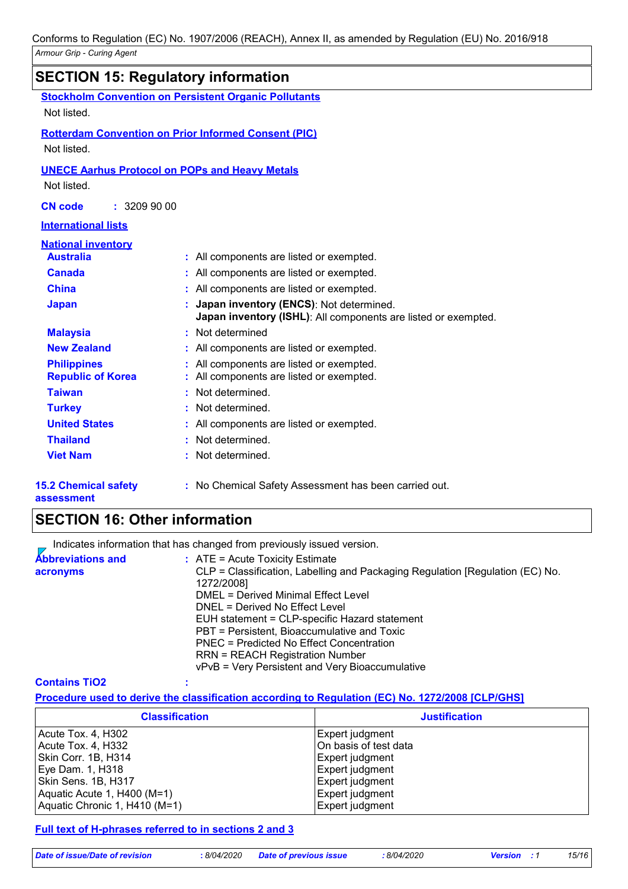Conforms to Regulation (EC) No. 1907/2006 (REACH), Annex II, as amended by Regulation (EU) No. 2016/918

*Armour Grip - Curing Agent*

## SECTION 15: Regulatory information

**Stockholm Convention on Persistent Organic Pollutants**

Not listed.

**Rotterdam Convention on Prior Informed Consent (PIC)**

Not listed.

**UNECE Aarhus Protocol on POPs and Heavy Metals**

Not listed.

**CN code** : 3209 90 00

**International lists**

**National inventory**

| | |
|---|---|
| **Australia** | : All components are listed or exempted. |
| **Canada** | : All components are listed or exempted. |
| **China** | : All components are listed or exempted. |
| **Japan** | : **Japan inventory (ENCS)**: Not determined. **Japan inventory (ISHL)**: All components are listed or exempted. |
| **Malaysia** | : Not determined |
| **New Zealand** | : All components are listed or exempted. |
| **Philippines** | : All components are listed or exempted. |
| **Republic of Korea** | : All components are listed or exempted. |
| **Taiwan** | : Not determined. |
| **Turkey** | : Not determined. |
| **United States** | : All components are listed or exempted. |
| **Thailand** | : Not determined. |
| **Viet Nam** | : Not determined. |

**15.2 Chemical safety assessment** : No Chemical Safety Assessment has been carried out.

## SECTION 16: Other information

Indicates information that has changed from previously issued version.

**Abbreviations and acronyms** : ATE = Acute Toxicity Estimate
CLP = Classification, Labelling and Packaging Regulation [Regulation (EC) No. 1272/2008]
DMEL = Derived Minimal Effect Level
DNEL = Derived No Effect Level
EUH statement = CLP-specific Hazard statement
PBT = Persistent, Bioaccumulative and Toxic
PNEC = Predicted No Effect Concentration
RRN = REACH Registration Number
vPvB = Very Persistent and Very Bioaccumulative

**Contains TiO2** :

**Procedure used to derive the classification according to Regulation (EC) No. 1272/2008 [CLP/GHS]**

| Classification | Justification |
|---|---|
| Acute Tox. 4, H302 | Expert judgment |
| Acute Tox. 4, H332 | On basis of test data |
| Skin Corr. 1B, H314 | Expert judgment |
| Eye Dam. 1, H318 | Expert judgment |
| Skin Sens. 1B, H317 | Expert judgment |
| Aquatic Acute 1, H400 (M=1) | Expert judgment |
| Aquatic Chronic 1, H410 (M=1) | Expert judgment |

**Full text of H-phrases referred to in sections 2 and 3**

| *Date of issue/Date of revision* | : 8/04/2020 | *Date of previous issue* | : 8/04/2020 | *Version* | : 1 |
|---|---|---|---|---|---|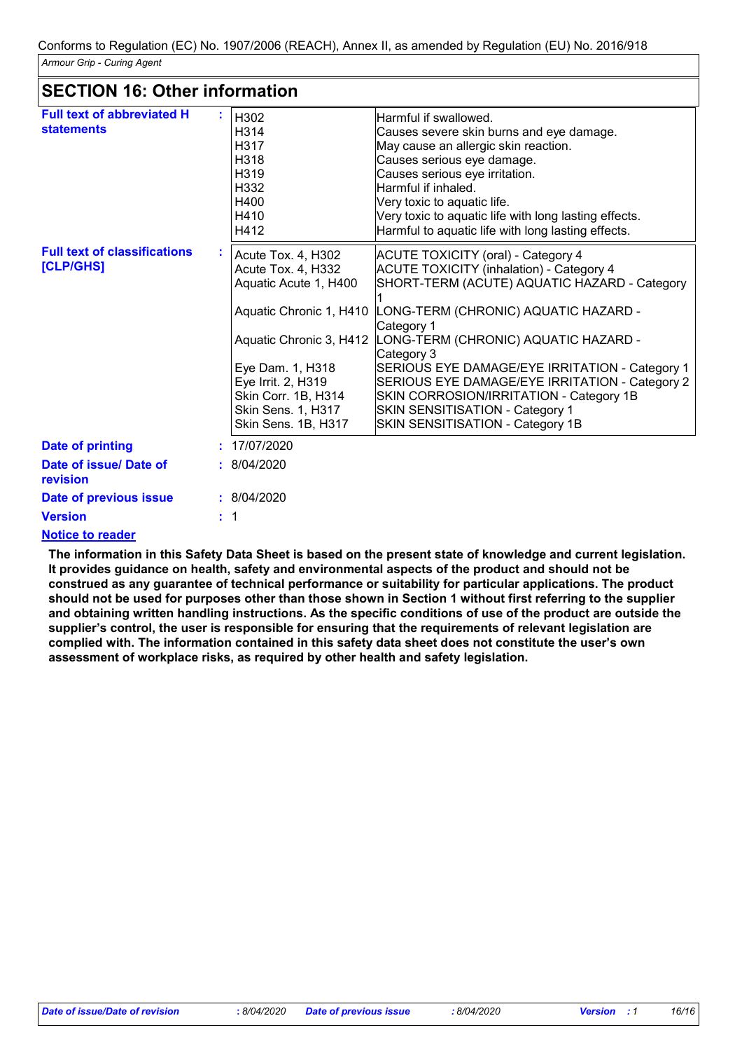## SECTION 16: Other information

**Full text of abbreviated H statements** :

| | |
|---|---|
| H302 | Harmful if swallowed. |
| H314 | Causes severe skin burns and eye damage. |
| H317 | May cause an allergic skin reaction. |
| H318 | Causes serious eye damage. |
| H319 | Causes serious eye irritation. |
| H332 | Harmful if inhaled. |
| H400 | Very toxic to aquatic life. |
| H410 | Very toxic to aquatic life with long lasting effects. |
| H412 | Harmful to aquatic life with long lasting effects. |

**Full text of classifications [CLP/GHS]** :

| | |
|---|---|
| Acute Tox. 4, H302 | ACUTE TOXICITY (oral) - Category 4 |
| Acute Tox. 4, H332 | ACUTE TOXICITY (inhalation) - Category 4 |
| Aquatic Acute 1, H400 | SHORT-TERM (ACUTE) AQUATIC HAZARD - Category 1 |
| Aquatic Chronic 1, H410 | LONG-TERM (CHRONIC) AQUATIC HAZARD - Category 1 |
| Aquatic Chronic 3, H412 | LONG-TERM (CHRONIC) AQUATIC HAZARD - Category 3 |
| Eye Dam. 1, H318 | SERIOUS EYE DAMAGE/EYE IRRITATION - Category 1 |
| Eye Irrit. 2, H319 | SERIOUS EYE DAMAGE/EYE IRRITATION - Category 2 |
| Skin Corr. 1B, H314 | SKIN CORROSION/IRRITATION - Category 1B |
| Skin Sens. 1, H317 | SKIN SENSITISATION - Category 1 |
| Skin Sens. 1B, H317 | SKIN SENSITISATION - Category 1B |

**Date of printing** : 17/07/2020

**Date of issue/ Date of revision** : 8/04/2020

**Date of previous issue** : 8/04/2020

**Version** : 1

**Notice to reader**

**The information in this Safety Data Sheet is based on the present state of knowledge and current legislation. It provides guidance on health, safety and environmental aspects of the product and should not be construed as any guarantee of technical performance or suitability for particular applications. The product should not be used for purposes other than those shown in Section 1 without first referring to the supplier and obtaining written handling instructions. As the specific conditions of use of the product are outside the supplier's control, the user is responsible for ensuring that the requirements of relevant legislation are complied with. The information contained in this safety data sheet does not constitute the user's own assessment of workplace risks, as required by other health and safety legislation.**